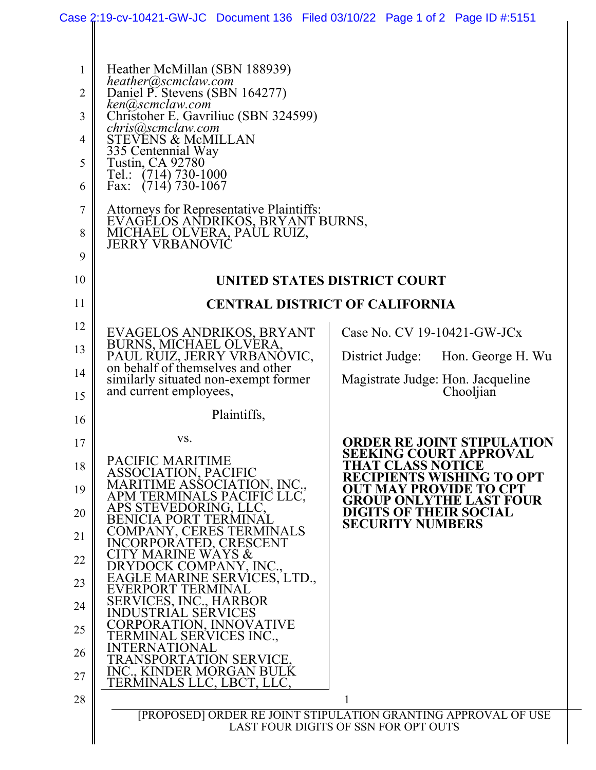Heather McMillan (SBN 188939)
*heather@scmclaw.com*
Daniel P. Stevens (SBN 164277)
*ken@scmclaw.com*
Christoher E. Gavriliuc (SBN 324599)
*chris@scmclaw.com*
STEVENS & McMILLAN
335 Centennial Way
Tustin, CA 92780
Tel.: (714) 730-1000
Fax: (714) 730-1067

Attorneys for Representative Plaintiffs:
EVAGELOS ANDRIKOS, BRYANT BURNS,
MICHAEL OLVERA, PAUL RUIZ,
JERRY VRBANOVIC

**UNITED STATES DISTRICT COURT**

**CENTRAL DISTRICT OF CALIFORNIA**

EVAGELOS ANDRIKOS, BRYANT BURNS, MICHAEL OLVERA, PAUL RUIZ, JERRY VRBANOVIC, on behalf of themselves and other similarly situated non-exempt former and current employees,

Plaintiffs,

vs.

PACIFIC MARITIME ASSOCIATION, PACIFIC MARITIME ASSOCIATION, INC., APM TERMINALS PACIFIC LLC, APS STEVEDORING, LLC, BENICIA PORT TERMINAL COMPANY, CERES TERMINALS INCORPORATED, CRESCENT CITY MARINE WAYS & DRYDOCK COMPANY, INC., EAGLE MARINE SERVICES, LTD., EVERPORT TERMINAL SERVICES, INC., HARBOR INDUSTRIAL SERVICES CORPORATION, INNOVATIVE TERMINAL SERVICES INC., INTERNATIONAL TRANSPORTATION SERVICE, INC., KINDER MORGAN BULK TERMINALS LLC, LBCT, LLC,

Case No. CV 19-10421-GW-JCx

District Judge: Hon. George H. Wu

Magistrate Judge: Hon. Jacqueline Chooljian

**ORDER RE JOINT STIPULATION SEEKING COURT APPROVAL THAT CLASS NOTICE RECIPIENTS WISHING TO OPT OUT MAY PROVIDE TO CPT GROUP ONLYTHE LAST FOUR DIGITS OF THEIR SOCIAL SECURITY NUMBERS**

[PROPOSED] ORDER RE JOINT STIPULATION GRANTING APPROVAL OF USE LAST FOUR DIGITS OF SSN FOR OPT OUTS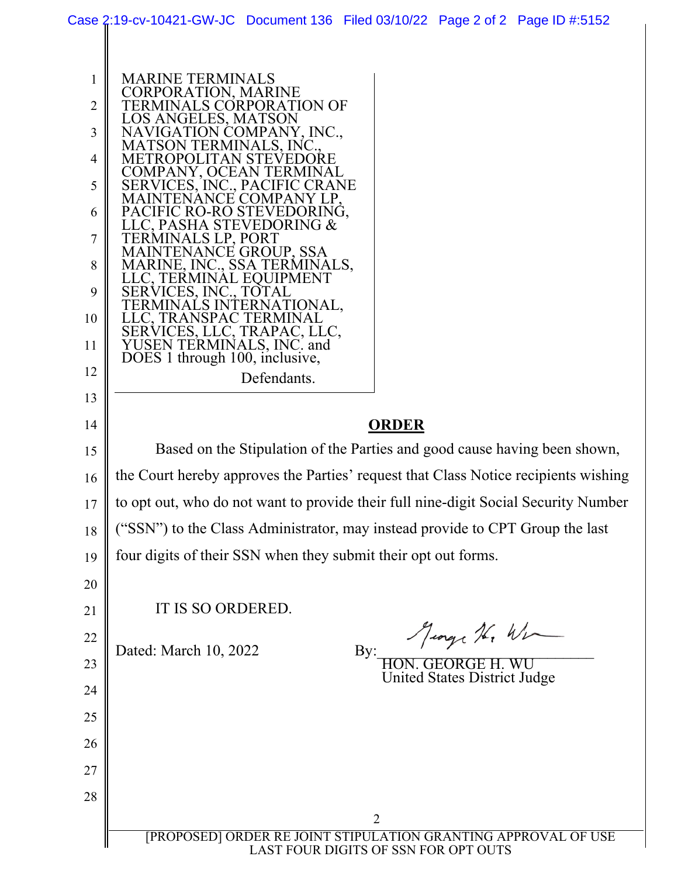MARINE TERMINALS CORPORATION, MARINE TERMINALS CORPORATION OF LOS ANGELES, MATSON NAVIGATION COMPANY, INC., MATSON TERMINALS, INC., METROPOLITAN STEVEDORE COMPANY, OCEAN TERMINAL SERVICES, INC., PACIFIC CRANE MAINTENANCE COMPANY LP, PACIFIC RO-RO STEVEDORING, LLC, PASHA STEVEDORING & TERMINALS LP, PORT MAINTENANCE GROUP, SSA MARINE, INC., SSA TERMINALS, LLC, TERMINAL EQUIPMENT SERVICES, INC., TOTAL TERMINALS INTERNATIONAL, LLC, TRANSPAC TERMINAL SERVICES, LLC, TRAPAC, LLC, YUSEN TERMINALS, INC. and DOES 1 through 100, inclusive,

Defendants.

## ORDER

Based on the Stipulation of the Parties and good cause having been shown, the Court hereby approves the Parties' request that Class Notice recipients wishing to opt out, who do not want to provide their full nine-digit Social Security Number ("SSN") to the Class Administrator, may instead provide to CPT Group the last four digits of their SSN when they submit their opt out forms.

IT IS SO ORDERED.

Dated: March 10, 2022

By: ___________________________
HON. GEORGE H. WU
United States District Judge

[PROPOSED] ORDER RE JOINT STIPULATION GRANTING APPROVAL OF USE LAST FOUR DIGITS OF SSN FOR OPT OUTS